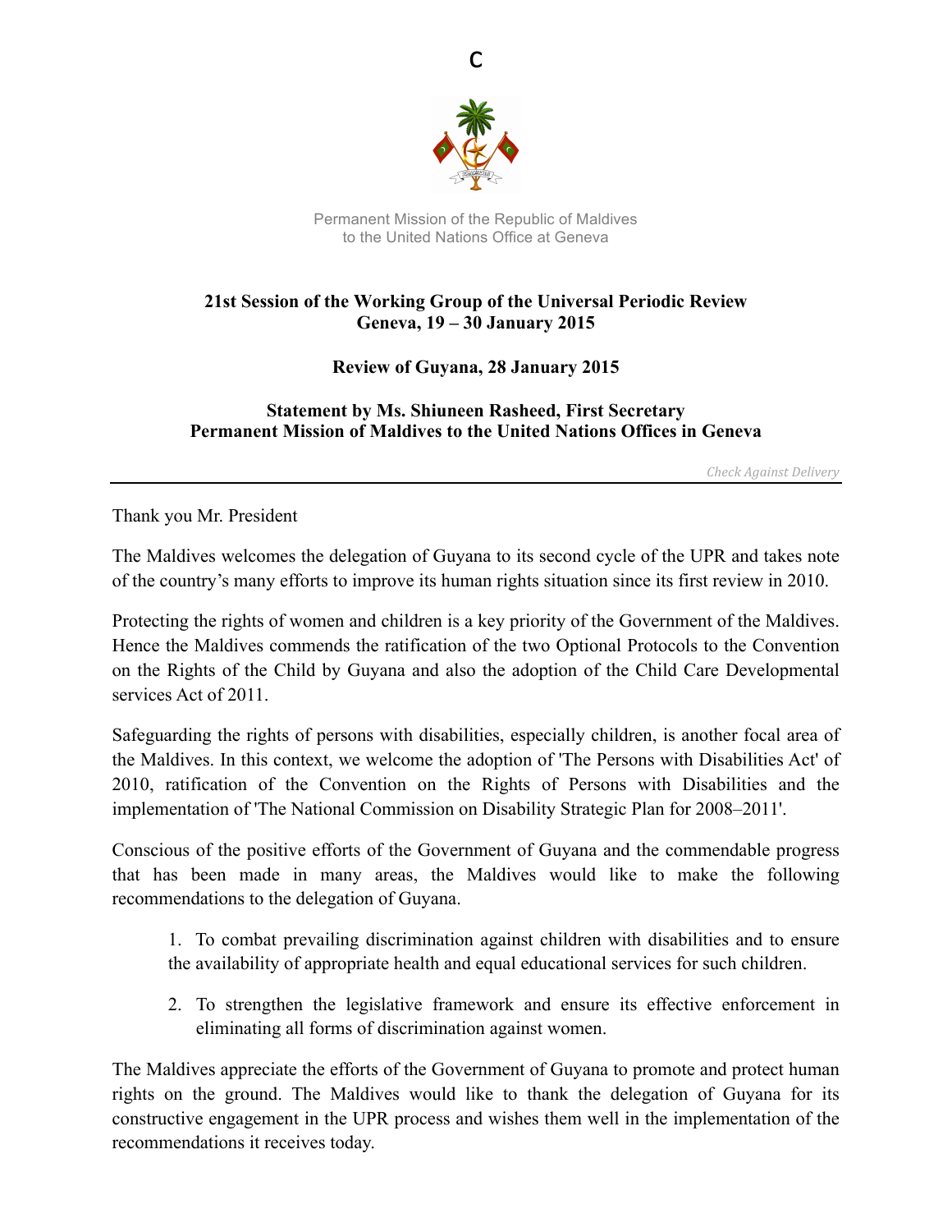C

Permanent Mission of the Republic of Maldives
to the United Nations Office at Geneva

**21st Session of the Working Group of the Universal Periodic Review**
**Geneva, 19 – 30 January 2015**

**Review of Guyana, 28 January 2015**

**Statement by Ms. Shiuneen Rasheed, First Secretary**
**Permanent Mission of Maldives to the United Nations Offices in Geneva**

*Check Against Delivery*

---

Thank you Mr. President

The Maldives welcomes the delegation of Guyana to its second cycle of the UPR and takes note of the country's many efforts to improve its human rights situation since its first review in 2010.

Protecting the rights of women and children is a key priority of the Government of the Maldives. Hence the Maldives commends the ratification of the two Optional Protocols to the Convention on the Rights of the Child by Guyana and also the adoption of the Child Care Developmental services Act of 2011.

Safeguarding the rights of persons with disabilities, especially children, is another focal area of the Maldives. In this context, we welcome the adoption of 'The Persons with Disabilities Act' of 2010, ratification of the Convention on the Rights of Persons with Disabilities and the implementation of 'The National Commission on Disability Strategic Plan for 2008–2011'.

Conscious of the positive efforts of the Government of Guyana and the commendable progress that has been made in many areas, the Maldives would like to make the following recommendations to the delegation of Guyana.

1. To combat prevailing discrimination against children with disabilities and to ensure the availability of appropriate health and equal educational services for such children.

2. To strengthen the legislative framework and ensure its effective enforcement in eliminating all forms of discrimination against women.

The Maldives appreciate the efforts of the Government of Guyana to promote and protect human rights on the ground. The Maldives would like to thank the delegation of Guyana for its constructive engagement in the UPR process and wishes them well in the implementation of the recommendations it receives today.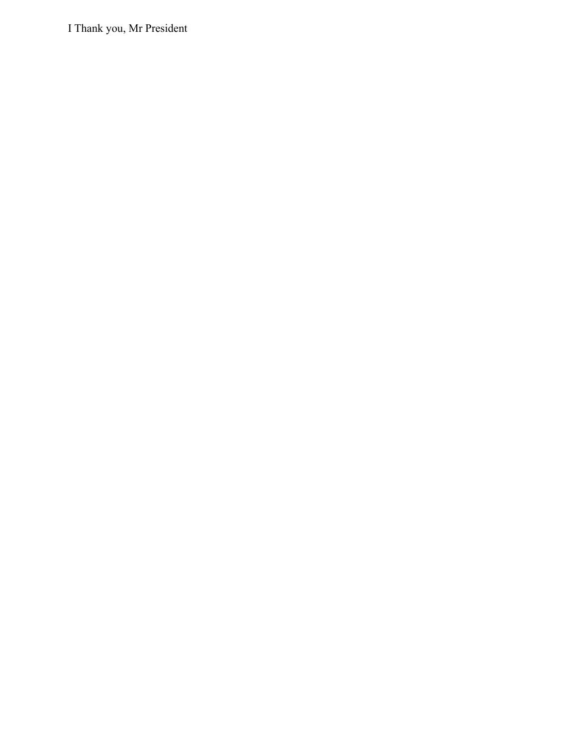I Thank you, Mr President